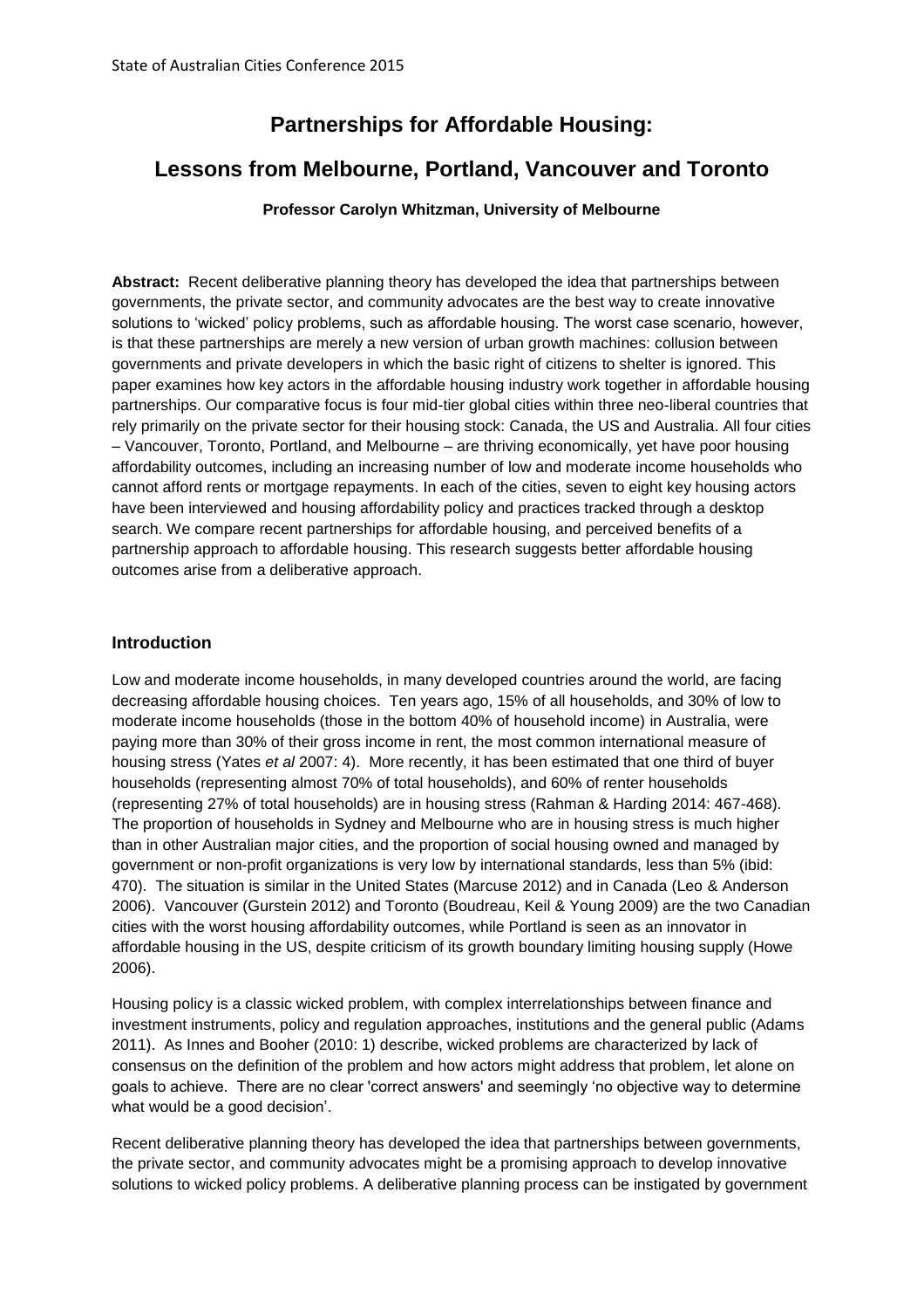# Partnerships for Affordable Housing:

# Lessons from Melbourne, Portland, Vancouver and Toronto

**Professor Carolyn Whitzman, University of Melbourne**

**Abstract:** Recent deliberative planning theory has developed the idea that partnerships between governments, the private sector, and community advocates are the best way to create innovative solutions to 'wicked' policy problems, such as affordable housing. The worst case scenario, however, is that these partnerships are merely a new version of urban growth machines: collusion between governments and private developers in which the basic right of citizens to shelter is ignored. This paper examines how key actors in the affordable housing industry work together in affordable housing partnerships. Our comparative focus is four mid-tier global cities within three neo-liberal countries that rely primarily on the private sector for their housing stock: Canada, the US and Australia. All four cities – Vancouver, Toronto, Portland, and Melbourne – are thriving economically, yet have poor housing affordability outcomes, including an increasing number of low and moderate income households who cannot afford rents or mortgage repayments. In each of the cities, seven to eight key housing actors have been interviewed and housing affordability policy and practices tracked through a desktop search. We compare recent partnerships for affordable housing, and perceived benefits of a partnership approach to affordable housing. This research suggests better affordable housing outcomes arise from a deliberative approach.

## Introduction

Low and moderate income households, in many developed countries around the world, are facing decreasing affordable housing choices. Ten years ago, 15% of all households, and 30% of low to moderate income households (those in the bottom 40% of household income) in Australia, were paying more than 30% of their gross income in rent, the most common international measure of housing stress (Yates *et al* 2007: 4). More recently, it has been estimated that one third of buyer households (representing almost 70% of total households), and 60% of renter households (representing 27% of total households) are in housing stress (Rahman & Harding 2014: 467-468). The proportion of households in Sydney and Melbourne who are in housing stress is much higher than in other Australian major cities, and the proportion of social housing owned and managed by government or non-profit organizations is very low by international standards, less than 5% (ibid: 470). The situation is similar in the United States (Marcuse 2012) and in Canada (Leo & Anderson 2006). Vancouver (Gurstein 2012) and Toronto (Boudreau, Keil & Young 2009) are the two Canadian cities with the worst housing affordability outcomes, while Portland is seen as an innovator in affordable housing in the US, despite criticism of its growth boundary limiting housing supply (Howe 2006).

Housing policy is a classic wicked problem, with complex interrelationships between finance and investment instruments, policy and regulation approaches, institutions and the general public (Adams 2011). As Innes and Booher (2010: 1) describe, wicked problems are characterized by lack of consensus on the definition of the problem and how actors might address that problem, let alone on goals to achieve. There are no clear 'correct answers' and seemingly 'no objective way to determine what would be a good decision'.

Recent deliberative planning theory has developed the idea that partnerships between governments, the private sector, and community advocates might be a promising approach to develop innovative solutions to wicked policy problems. A deliberative planning process can be instigated by government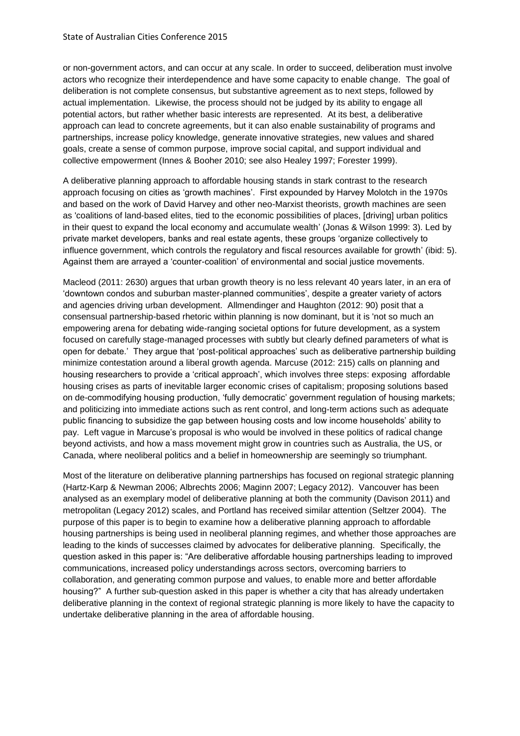or non-government actors, and can occur at any scale. In order to succeed, deliberation must involve actors who recognize their interdependence and have some capacity to enable change. The goal of deliberation is not complete consensus, but substantive agreement as to next steps, followed by actual implementation. Likewise, the process should not be judged by its ability to engage all potential actors, but rather whether basic interests are represented. At its best, a deliberative approach can lead to concrete agreements, but it can also enable sustainability of programs and partnerships, increase policy knowledge, generate innovative strategies, new values and shared goals, create a sense of common purpose, improve social capital, and support individual and collective empowerment (Innes & Booher 2010; see also Healey 1997; Forester 1999).

A deliberative planning approach to affordable housing stands in stark contrast to the research approach focusing on cities as 'growth machines'. First expounded by Harvey Molotch in the 1970s and based on the work of David Harvey and other neo-Marxist theorists, growth machines are seen as 'coalitions of land-based elites, tied to the economic possibilities of places, [driving] urban politics in their quest to expand the local economy and accumulate wealth' (Jonas & Wilson 1999: 3). Led by private market developers, banks and real estate agents, these groups 'organize collectively to influence government, which controls the regulatory and fiscal resources available for growth' (ibid: 5). Against them are arrayed a 'counter-coalition' of environmental and social justice movements.

Macleod (2011: 2630) argues that urban growth theory is no less relevant 40 years later, in an era of 'downtown condos and suburban master-planned communities', despite a greater variety of actors and agencies driving urban development. Allmendinger and Haughton (2012: 90) posit that a consensual partnership-based rhetoric within planning is now dominant, but it is 'not so much an empowering arena for debating wide-ranging societal options for future development, as a system focused on carefully stage-managed processes with subtly but clearly defined parameters of what is open for debate.' They argue that 'post-political approaches' such as deliberative partnership building minimize contestation around a liberal growth agenda. Marcuse (2012: 215) calls on planning and housing researchers to provide a 'critical approach', which involves three steps: exposing affordable housing crises as parts of inevitable larger economic crises of capitalism; proposing solutions based on de-commodifying housing production, 'fully democratic' government regulation of housing markets; and politicizing into immediate actions such as rent control, and long-term actions such as adequate public financing to subsidize the gap between housing costs and low income households' ability to pay. Left vague in Marcuse's proposal is who would be involved in these politics of radical change beyond activists, and how a mass movement might grow in countries such as Australia, the US, or Canada, where neoliberal politics and a belief in homeownership are seemingly so triumphant.

Most of the literature on deliberative planning partnerships has focused on regional strategic planning (Hartz-Karp & Newman 2006; Albrechts 2006; Maginn 2007; Legacy 2012). Vancouver has been analysed as an exemplary model of deliberative planning at both the community (Davison 2011) and metropolitan (Legacy 2012) scales, and Portland has received similar attention (Seltzer 2004). The purpose of this paper is to begin to examine how a deliberative planning approach to affordable housing partnerships is being used in neoliberal planning regimes, and whether those approaches are leading to the kinds of successes claimed by advocates for deliberative planning. Specifically, the question asked in this paper is: "Are deliberative affordable housing partnerships leading to improved communications, increased policy understandings across sectors, overcoming barriers to collaboration, and generating common purpose and values, to enable more and better affordable housing?" A further sub-question asked in this paper is whether a city that has already undertaken deliberative planning in the context of regional strategic planning is more likely to have the capacity to undertake deliberative planning in the area of affordable housing.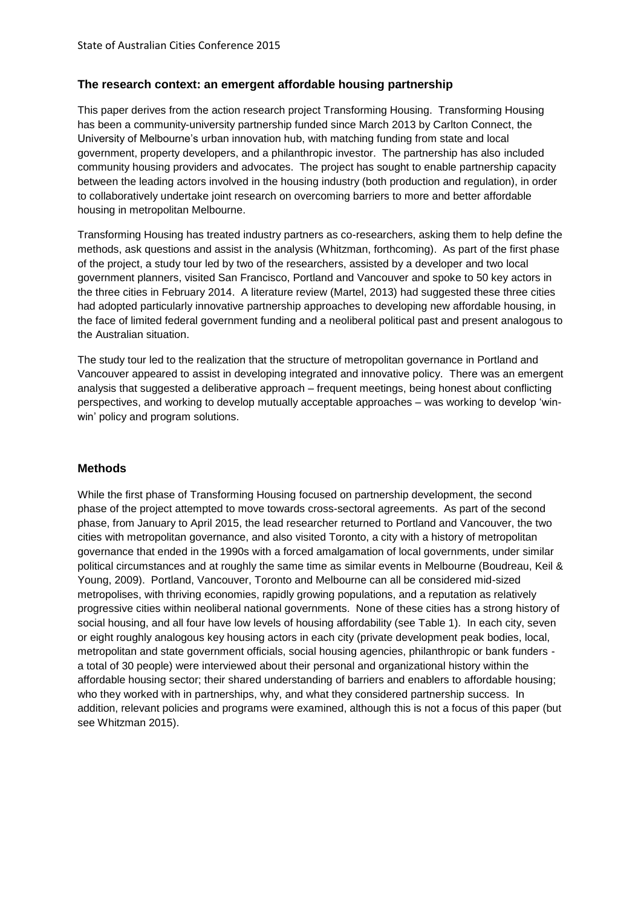## The research context: an emergent affordable housing partnership

This paper derives from the action research project Transforming Housing. Transforming Housing has been a community-university partnership funded since March 2013 by Carlton Connect, the University of Melbourne's urban innovation hub, with matching funding from state and local government, property developers, and a philanthropic investor. The partnership has also included community housing providers and advocates. The project has sought to enable partnership capacity between the leading actors involved in the housing industry (both production and regulation), in order to collaboratively undertake joint research on overcoming barriers to more and better affordable housing in metropolitan Melbourne.

Transforming Housing has treated industry partners as co-researchers, asking them to help define the methods, ask questions and assist in the analysis (Whitzman, forthcoming). As part of the first phase of the project, a study tour led by two of the researchers, assisted by a developer and two local government planners, visited San Francisco, Portland and Vancouver and spoke to 50 key actors in the three cities in February 2014. A literature review (Martel, 2013) had suggested these three cities had adopted particularly innovative partnership approaches to developing new affordable housing, in the face of limited federal government funding and a neoliberal political past and present analogous to the Australian situation.

The study tour led to the realization that the structure of metropolitan governance in Portland and Vancouver appeared to assist in developing integrated and innovative policy. There was an emergent analysis that suggested a deliberative approach – frequent meetings, being honest about conflicting perspectives, and working to develop mutually acceptable approaches – was working to develop 'win-win' policy and program solutions.

## Methods

While the first phase of Transforming Housing focused on partnership development, the second phase of the project attempted to move towards cross-sectoral agreements. As part of the second phase, from January to April 2015, the lead researcher returned to Portland and Vancouver, the two cities with metropolitan governance, and also visited Toronto, a city with a history of metropolitan governance that ended in the 1990s with a forced amalgamation of local governments, under similar political circumstances and at roughly the same time as similar events in Melbourne (Boudreau, Keil & Young, 2009). Portland, Vancouver, Toronto and Melbourne can all be considered mid-sized metropolises, with thriving economies, rapidly growing populations, and a reputation as relatively progressive cities within neoliberal national governments. None of these cities has a strong history of social housing, and all four have low levels of housing affordability (see Table 1). In each city, seven or eight roughly analogous key housing actors in each city (private development peak bodies, local, metropolitan and state government officials, social housing agencies, philanthropic or bank funders - a total of 30 people) were interviewed about their personal and organizational history within the affordable housing sector; their shared understanding of barriers and enablers to affordable housing; who they worked with in partnerships, why, and what they considered partnership success. In addition, relevant policies and programs were examined, although this is not a focus of this paper (but see Whitzman 2015).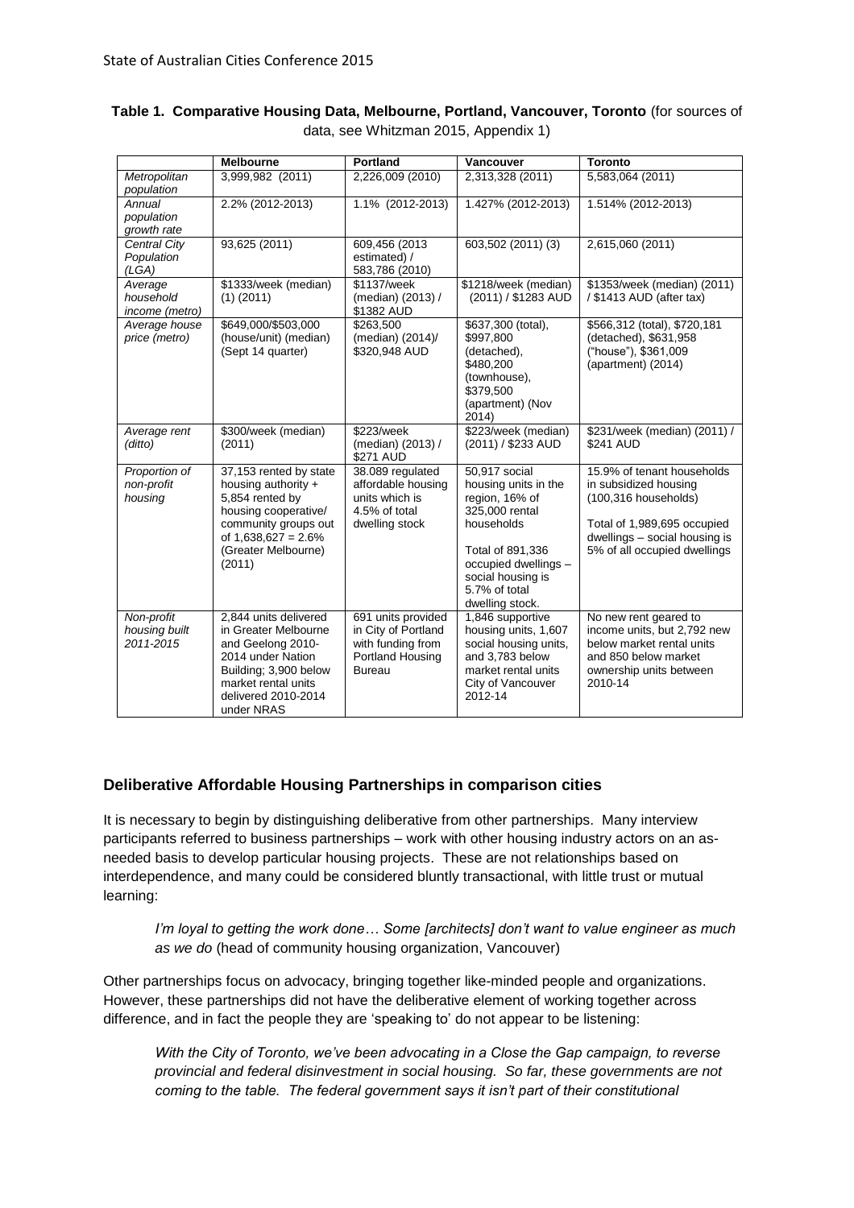**Table 1. Comparative Housing Data, Melbourne, Portland, Vancouver, Toronto** (for sources of data, see Whitzman 2015, Appendix 1)

| | **Melbourne** | **Portland** | **Vancouver** | **Toronto** |
|---|---|---|---|---|
| *Metropolitan population* | 3,999,982 (2011) | 2,226,009 (2010) | 2,313,328 (2011) | 5,583,064 (2011) |
| *Annual population growth rate* | 2.2% (2012-2013) | 1.1% (2012-2013) | 1.427% (2012-2013) | 1.514% (2012-2013) |
| *Central City Population (LGA)* | 93,625 (2011) | 609,456 (2013 estimated) / 583,786 (2010) | 603,502 (2011) (3) | 2,615,060 (2011) |
| *Average household income (metro)* | \$1333/week (median) (1) (2011) | \$1137/week (median) (2013) / \$1382 AUD | \$1218/week (median) (2011) / \$1283 AUD | \$1353/week (median) (2011) / \$1413 AUD (after tax) |
| *Average house price (metro)* | \$649,000/\$503,000 (house/unit) (median) (Sept 14 quarter) | \$263,500 (median) (2014)/ \$320,948 AUD | \$637,300 (total), \$997,800 (detached), \$480,200 (townhouse), \$379,500 (apartment) (Nov 2014) | \$566,312 (total), \$720,181 (detached), \$631,958 ("house"), \$361,009 (apartment) (2014) |
| *Average rent (ditto)* | \$300/week (median) (2011) | \$223/week (median) (2013) / \$271 AUD | \$223/week (median) (2011) / \$233 AUD | \$231/week (median) (2011) / \$241 AUD |
| *Proportion of non-profit housing* | 37,153 rented by state housing authority + 5,854 rented by housing cooperative/ community groups out of 1,638,627 = 2.6% (Greater Melbourne) (2011) | 38.089 regulated affordable housing units which is 4.5% of total dwelling stock | 50,917 social housing units in the region, 16% of 325,000 rental households<br><br>Total of 891,336 occupied dwellings – social housing is 5.7% of total dwelling stock. | 15.9% of tenant households in subsidized housing (100,316 households)<br><br>Total of 1,989,695 occupied dwellings – social housing is 5% of all occupied dwellings |
| *Non-profit housing built 2011-2015* | 2,844 units delivered in Greater Melbourne and Geelong 2010-2014 under Nation Building; 3,900 below market rental units delivered 2010-2014 under NRAS | 691 units provided in City of Portland with funding from Portland Housing Bureau | 1,846 supportive housing units, 1,607 social housing units, and 3,783 below market rental units City of Vancouver 2012-14 | No new rent geared to income units, but 2,792 new below market rental units and 850 below market ownership units between 2010-14 |

## Deliberative Affordable Housing Partnerships in comparison cities

It is necessary to begin by distinguishing deliberative from other partnerships. Many interview participants referred to business partnerships – work with other housing industry actors on an as-needed basis to develop particular housing projects. These are not relationships based on interdependence, and many could be considered bluntly transactional, with little trust or mutual learning:

> *I'm loyal to getting the work done… Some [architects] don't want to value engineer as much as we do* (head of community housing organization, Vancouver)

Other partnerships focus on advocacy, bringing together like-minded people and organizations. However, these partnerships did not have the deliberative element of working together across difference, and in fact the people they are 'speaking to' do not appear to be listening:

> *With the City of Toronto, we've been advocating in a Close the Gap campaign, to reverse provincial and federal disinvestment in social housing. So far, these governments are not coming to the table. The federal government says it isn't part of their constitutional*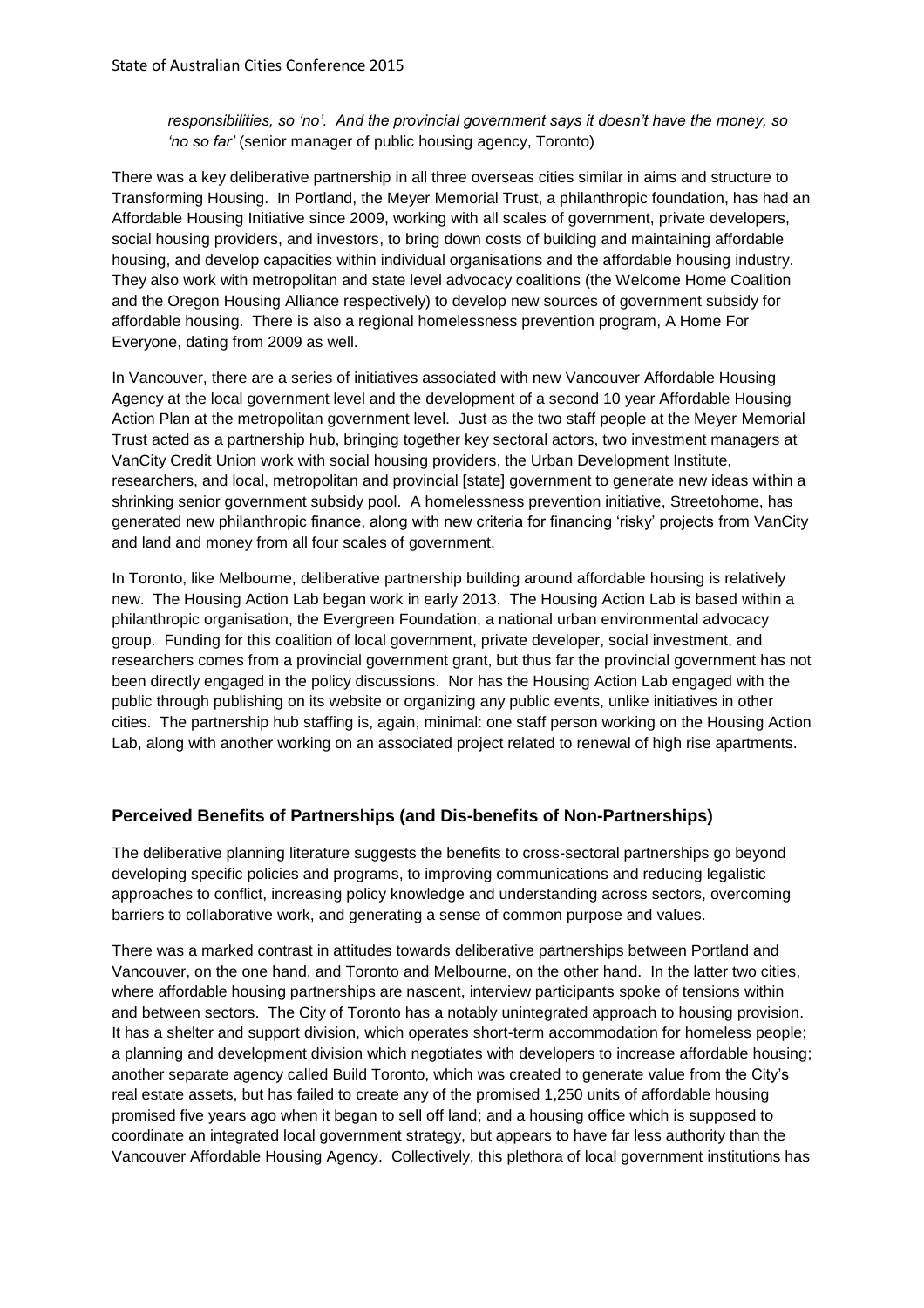*responsibilities, so 'no'. And the provincial government says it doesn't have the money, so 'no so far'* (senior manager of public housing agency, Toronto)

There was a key deliberative partnership in all three overseas cities similar in aims and structure to Transforming Housing. In Portland, the Meyer Memorial Trust, a philanthropic foundation, has had an Affordable Housing Initiative since 2009, working with all scales of government, private developers, social housing providers, and investors, to bring down costs of building and maintaining affordable housing, and develop capacities within individual organisations and the affordable housing industry. They also work with metropolitan and state level advocacy coalitions (the Welcome Home Coalition and the Oregon Housing Alliance respectively) to develop new sources of government subsidy for affordable housing. There is also a regional homelessness prevention program, A Home For Everyone, dating from 2009 as well.

In Vancouver, there are a series of initiatives associated with new Vancouver Affordable Housing Agency at the local government level and the development of a second 10 year Affordable Housing Action Plan at the metropolitan government level. Just as the two staff people at the Meyer Memorial Trust acted as a partnership hub, bringing together key sectoral actors, two investment managers at VanCity Credit Union work with social housing providers, the Urban Development Institute, researchers, and local, metropolitan and provincial [state] government to generate new ideas within a shrinking senior government subsidy pool. A homelessness prevention initiative, Streetohome, has generated new philanthropic finance, along with new criteria for financing 'risky' projects from VanCity and land and money from all four scales of government.

In Toronto, like Melbourne, deliberative partnership building around affordable housing is relatively new. The Housing Action Lab began work in early 2013. The Housing Action Lab is based within a philanthropic organisation, the Evergreen Foundation, a national urban environmental advocacy group. Funding for this coalition of local government, private developer, social investment, and researchers comes from a provincial government grant, but thus far the provincial government has not been directly engaged in the policy discussions. Nor has the Housing Action Lab engaged with the public through publishing on its website or organizing any public events, unlike initiatives in other cities. The partnership hub staffing is, again, minimal: one staff person working on the Housing Action Lab, along with another working on an associated project related to renewal of high rise apartments.

## Perceived Benefits of Partnerships (and Dis-benefits of Non-Partnerships)

The deliberative planning literature suggests the benefits to cross-sectoral partnerships go beyond developing specific policies and programs, to improving communications and reducing legalistic approaches to conflict, increasing policy knowledge and understanding across sectors, overcoming barriers to collaborative work, and generating a sense of common purpose and values.

There was a marked contrast in attitudes towards deliberative partnerships between Portland and Vancouver, on the one hand, and Toronto and Melbourne, on the other hand. In the latter two cities, where affordable housing partnerships are nascent, interview participants spoke of tensions within and between sectors. The City of Toronto has a notably unintegrated approach to housing provision. It has a shelter and support division, which operates short-term accommodation for homeless people; a planning and development division which negotiates with developers to increase affordable housing; another separate agency called Build Toronto, which was created to generate value from the City's real estate assets, but has failed to create any of the promised 1,250 units of affordable housing promised five years ago when it began to sell off land; and a housing office which is supposed to coordinate an integrated local government strategy, but appears to have far less authority than the Vancouver Affordable Housing Agency. Collectively, this plethora of local government institutions has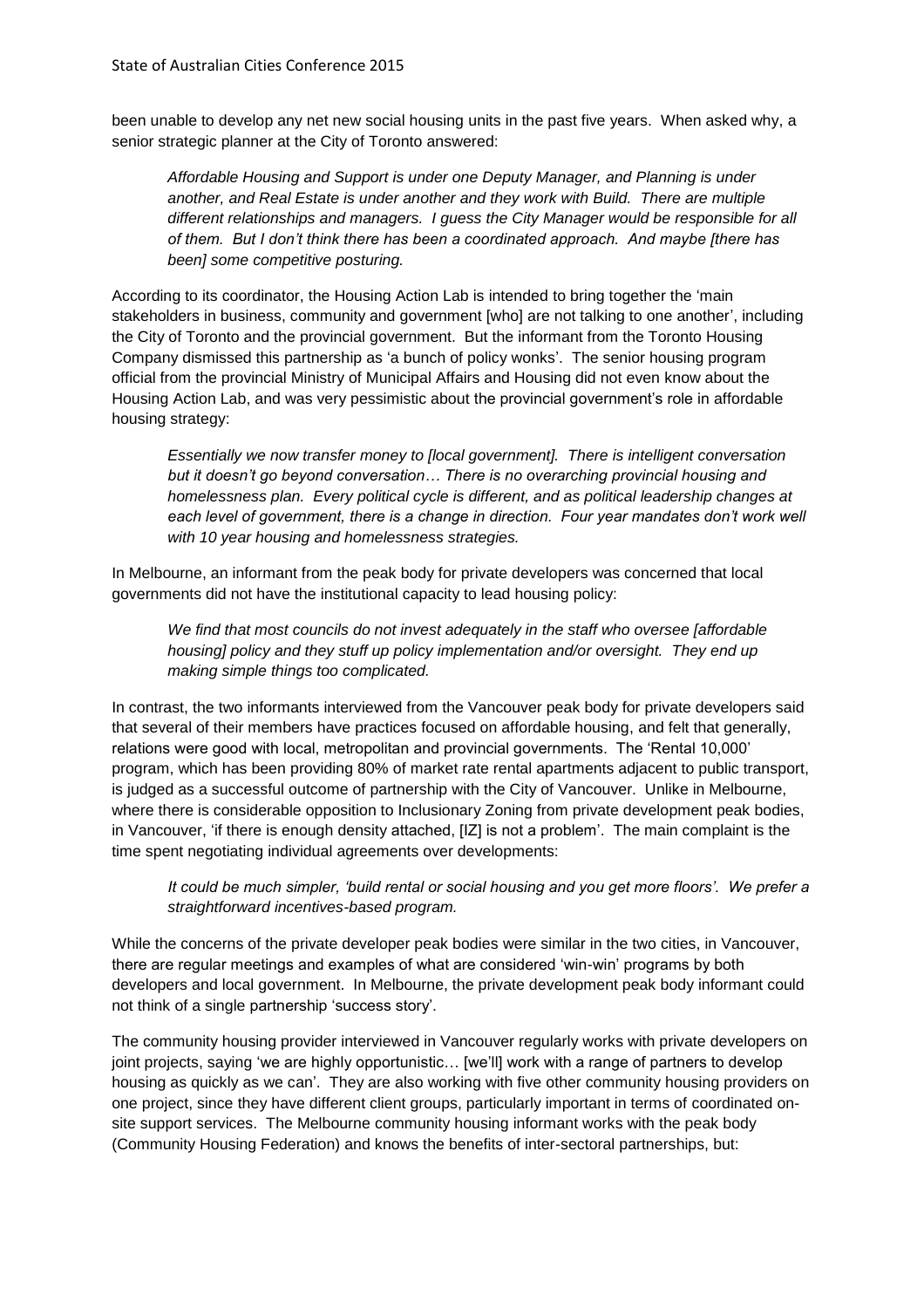been unable to develop any net new social housing units in the past five years. When asked why, a senior strategic planner at the City of Toronto answered:

> *Affordable Housing and Support is under one Deputy Manager, and Planning is under another, and Real Estate is under another and they work with Build. There are multiple different relationships and managers. I guess the City Manager would be responsible for all of them. But I don't think there has been a coordinated approach. And maybe [there has been] some competitive posturing.*

According to its coordinator, the Housing Action Lab is intended to bring together the 'main stakeholders in business, community and government [who] are not talking to one another', including the City of Toronto and the provincial government. But the informant from the Toronto Housing Company dismissed this partnership as 'a bunch of policy wonks'. The senior housing program official from the provincial Ministry of Municipal Affairs and Housing did not even know about the Housing Action Lab, and was very pessimistic about the provincial government's role in affordable housing strategy:

> *Essentially we now transfer money to [local government]. There is intelligent conversation but it doesn't go beyond conversation… There is no overarching provincial housing and homelessness plan. Every political cycle is different, and as political leadership changes at each level of government, there is a change in direction. Four year mandates don't work well with 10 year housing and homelessness strategies.*

In Melbourne, an informant from the peak body for private developers was concerned that local governments did not have the institutional capacity to lead housing policy:

> *We find that most councils do not invest adequately in the staff who oversee [affordable housing] policy and they stuff up policy implementation and/or oversight. They end up making simple things too complicated.*

In contrast, the two informants interviewed from the Vancouver peak body for private developers said that several of their members have practices focused on affordable housing, and felt that generally, relations were good with local, metropolitan and provincial governments. The 'Rental 10,000' program, which has been providing 80% of market rate rental apartments adjacent to public transport, is judged as a successful outcome of partnership with the City of Vancouver. Unlike in Melbourne, where there is considerable opposition to Inclusionary Zoning from private development peak bodies, in Vancouver, 'if there is enough density attached, [IZ] is not a problem'. The main complaint is the time spent negotiating individual agreements over developments:

> *It could be much simpler, 'build rental or social housing and you get more floors'. We prefer a straightforward incentives-based program.*

While the concerns of the private developer peak bodies were similar in the two cities, in Vancouver, there are regular meetings and examples of what are considered 'win-win' programs by both developers and local government. In Melbourne, the private development peak body informant could not think of a single partnership 'success story'.

The community housing provider interviewed in Vancouver regularly works with private developers on joint projects, saying 'we are highly opportunistic… [we'll] work with a range of partners to develop housing as quickly as we can'. They are also working with five other community housing providers on one project, since they have different client groups, particularly important in terms of coordinated on-site support services. The Melbourne community housing informant works with the peak body (Community Housing Federation) and knows the benefits of inter-sectoral partnerships, but: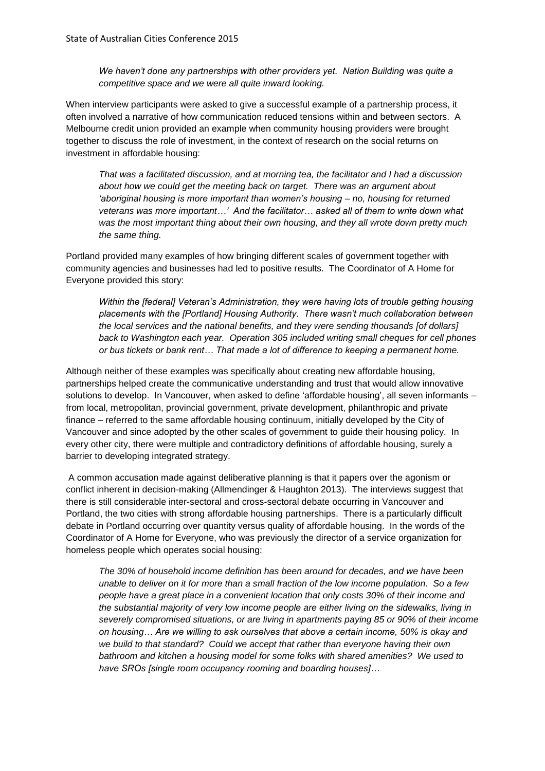*We haven't done any partnerships with other providers yet. Nation Building was quite a competitive space and we were all quite inward looking.*

When interview participants were asked to give a successful example of a partnership process, it often involved a narrative of how communication reduced tensions within and between sectors. A Melbourne credit union provided an example when community housing providers were brought together to discuss the role of investment, in the context of research on the social returns on investment in affordable housing:

> *That was a facilitated discussion, and at morning tea, the facilitator and I had a discussion about how we could get the meeting back on target. There was an argument about 'aboriginal housing is more important than women's housing – no, housing for returned veterans was more important…' And the facilitator… asked all of them to write down what was the most important thing about their own housing, and they all wrote down pretty much the same thing.*

Portland provided many examples of how bringing different scales of government together with community agencies and businesses had led to positive results. The Coordinator of A Home for Everyone provided this story:

> *Within the [federal] Veteran's Administration, they were having lots of trouble getting housing placements with the [Portland] Housing Authority. There wasn't much collaboration between the local services and the national benefits, and they were sending thousands [of dollars] back to Washington each year. Operation 305 included writing small cheques for cell phones or bus tickets or bank rent… That made a lot of difference to keeping a permanent home.*

Although neither of these examples was specifically about creating new affordable housing, partnerships helped create the communicative understanding and trust that would allow innovative solutions to develop. In Vancouver, when asked to define 'affordable housing', all seven informants – from local, metropolitan, provincial government, private development, philanthropic and private finance – referred to the same affordable housing continuum, initially developed by the City of Vancouver and since adopted by the other scales of government to guide their housing policy. In every other city, there were multiple and contradictory definitions of affordable housing, surely a barrier to developing integrated strategy.

A common accusation made against deliberative planning is that it papers over the agonism or conflict inherent in decision-making (Allmendinger & Haughton 2013). The interviews suggest that there is still considerable inter-sectoral and cross-sectoral debate occurring in Vancouver and Portland, the two cities with strong affordable housing partnerships. There is a particularly difficult debate in Portland occurring over quantity versus quality of affordable housing. In the words of the Coordinator of A Home for Everyone, who was previously the director of a service organization for homeless people which operates social housing:

> *The 30% of household income definition has been around for decades, and we have been unable to deliver on it for more than a small fraction of the low income population. So a few people have a great place in a convenient location that only costs 30% of their income and the substantial majority of very low income people are either living on the sidewalks, living in severely compromised situations, or are living in apartments paying 85 or 90% of their income on housing… Are we willing to ask ourselves that above a certain income, 50% is okay and we build to that standard? Could we accept that rather than everyone having their own bathroom and kitchen a housing model for some folks with shared amenities? We used to have SROs [single room occupancy rooming and boarding houses]…*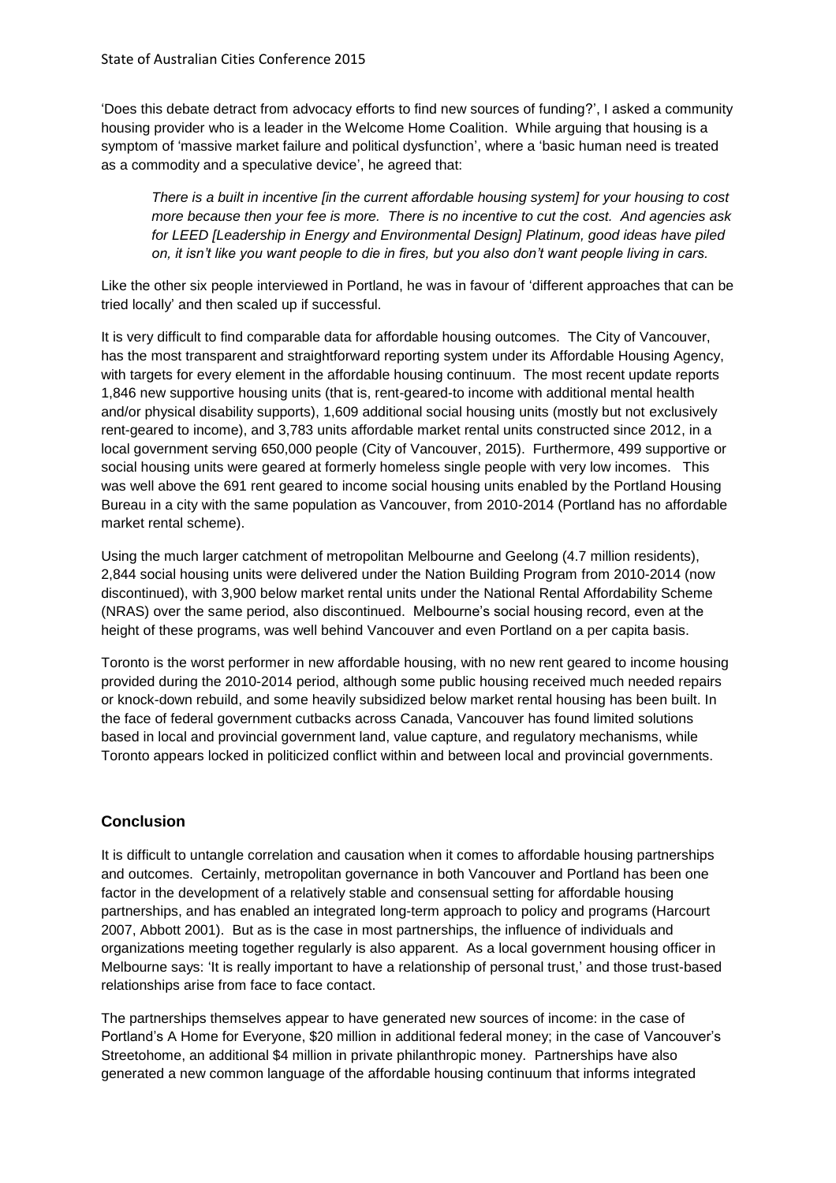'Does this debate detract from advocacy efforts to find new sources of funding?', I asked a community housing provider who is a leader in the Welcome Home Coalition. While arguing that housing is a symptom of 'massive market failure and political dysfunction', where a 'basic human need is treated as a commodity and a speculative device', he agreed that:

> *There is a built in incentive [in the current affordable housing system] for your housing to cost more because then your fee is more. There is no incentive to cut the cost. And agencies ask for LEED [Leadership in Energy and Environmental Design] Platinum, good ideas have piled on, it isn't like you want people to die in fires, but you also don't want people living in cars.*

Like the other six people interviewed in Portland, he was in favour of 'different approaches that can be tried locally' and then scaled up if successful.

It is very difficult to find comparable data for affordable housing outcomes. The City of Vancouver, has the most transparent and straightforward reporting system under its Affordable Housing Agency, with targets for every element in the affordable housing continuum. The most recent update reports 1,846 new supportive housing units (that is, rent-geared-to income with additional mental health and/or physical disability supports), 1,609 additional social housing units (mostly but not exclusively rent-geared to income), and 3,783 units affordable market rental units constructed since 2012, in a local government serving 650,000 people (City of Vancouver, 2015). Furthermore, 499 supportive or social housing units were geared at formerly homeless single people with very low incomes. This was well above the 691 rent geared to income social housing units enabled by the Portland Housing Bureau in a city with the same population as Vancouver, from 2010-2014 (Portland has no affordable market rental scheme).

Using the much larger catchment of metropolitan Melbourne and Geelong (4.7 million residents), 2,844 social housing units were delivered under the Nation Building Program from 2010-2014 (now discontinued), with 3,900 below market rental units under the National Rental Affordability Scheme (NRAS) over the same period, also discontinued. Melbourne's social housing record, even at the height of these programs, was well behind Vancouver and even Portland on a per capita basis.

Toronto is the worst performer in new affordable housing, with no new rent geared to income housing provided during the 2010-2014 period, although some public housing received much needed repairs or knock-down rebuild, and some heavily subsidized below market rental housing has been built. In the face of federal government cutbacks across Canada, Vancouver has found limited solutions based in local and provincial government land, value capture, and regulatory mechanisms, while Toronto appears locked in politicized conflict within and between local and provincial governments.

## Conclusion

It is difficult to untangle correlation and causation when it comes to affordable housing partnerships and outcomes. Certainly, metropolitan governance in both Vancouver and Portland has been one factor in the development of a relatively stable and consensual setting for affordable housing partnerships, and has enabled an integrated long-term approach to policy and programs (Harcourt 2007, Abbott 2001). But as is the case in most partnerships, the influence of individuals and organizations meeting together regularly is also apparent. As a local government housing officer in Melbourne says: 'It is really important to have a relationship of personal trust,' and those trust-based relationships arise from face to face contact.

The partnerships themselves appear to have generated new sources of income: in the case of Portland's A Home for Everyone, $20 million in additional federal money; in the case of Vancouver's Streetohome, an additional $4 million in private philanthropic money. Partnerships have also generated a new common language of the affordable housing continuum that informs integrated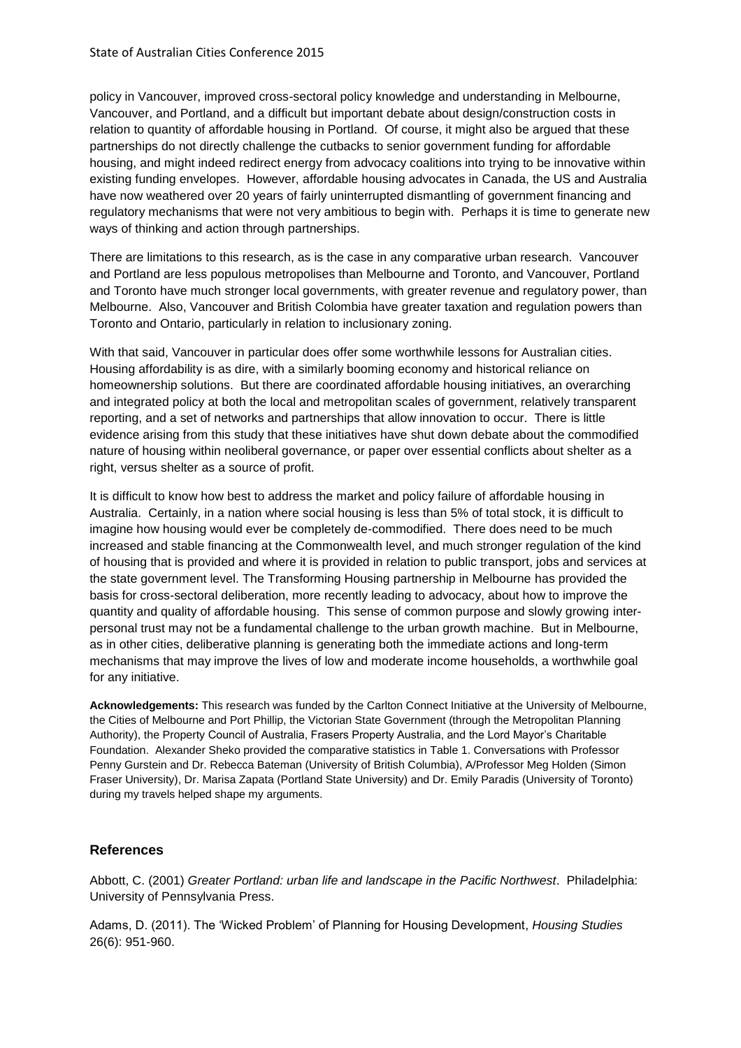policy in Vancouver, improved cross-sectoral policy knowledge and understanding in Melbourne, Vancouver, and Portland, and a difficult but important debate about design/construction costs in relation to quantity of affordable housing in Portland. Of course, it might also be argued that these partnerships do not directly challenge the cutbacks to senior government funding for affordable housing, and might indeed redirect energy from advocacy coalitions into trying to be innovative within existing funding envelopes. However, affordable housing advocates in Canada, the US and Australia have now weathered over 20 years of fairly uninterrupted dismantling of government financing and regulatory mechanisms that were not very ambitious to begin with. Perhaps it is time to generate new ways of thinking and action through partnerships.

There are limitations to this research, as is the case in any comparative urban research. Vancouver and Portland are less populous metropolises than Melbourne and Toronto, and Vancouver, Portland and Toronto have much stronger local governments, with greater revenue and regulatory power, than Melbourne. Also, Vancouver and British Colombia have greater taxation and regulation powers than Toronto and Ontario, particularly in relation to inclusionary zoning.

With that said, Vancouver in particular does offer some worthwhile lessons for Australian cities. Housing affordability is as dire, with a similarly booming economy and historical reliance on homeownership solutions. But there are coordinated affordable housing initiatives, an overarching and integrated policy at both the local and metropolitan scales of government, relatively transparent reporting, and a set of networks and partnerships that allow innovation to occur. There is little evidence arising from this study that these initiatives have shut down debate about the commodified nature of housing within neoliberal governance, or paper over essential conflicts about shelter as a right, versus shelter as a source of profit.

It is difficult to know how best to address the market and policy failure of affordable housing in Australia. Certainly, in a nation where social housing is less than 5% of total stock, it is difficult to imagine how housing would ever be completely de-commodified. There does need to be much increased and stable financing at the Commonwealth level, and much stronger regulation of the kind of housing that is provided and where it is provided in relation to public transport, jobs and services at the state government level. The Transforming Housing partnership in Melbourne has provided the basis for cross-sectoral deliberation, more recently leading to advocacy, about how to improve the quantity and quality of affordable housing. This sense of common purpose and slowly growing inter-personal trust may not be a fundamental challenge to the urban growth machine. But in Melbourne, as in other cities, deliberative planning is generating both the immediate actions and long-term mechanisms that may improve the lives of low and moderate income households, a worthwhile goal for any initiative.

**Acknowledgements:** This research was funded by the Carlton Connect Initiative at the University of Melbourne, the Cities of Melbourne and Port Phillip, the Victorian State Government (through the Metropolitan Planning Authority), the Property Council of Australia, Frasers Property Australia, and the Lord Mayor's Charitable Foundation. Alexander Sheko provided the comparative statistics in Table 1. Conversations with Professor Penny Gurstein and Dr. Rebecca Bateman (University of British Columbia), A/Professor Meg Holden (Simon Fraser University), Dr. Marisa Zapata (Portland State University) and Dr. Emily Paradis (University of Toronto) during my travels helped shape my arguments.

## References

Abbott, C. (2001) *Greater Portland: urban life and landscape in the Pacific Northwest*. Philadelphia: University of Pennsylvania Press.

Adams, D. (2011). The 'Wicked Problem' of Planning for Housing Development, *Housing Studies* 26(6): 951-960.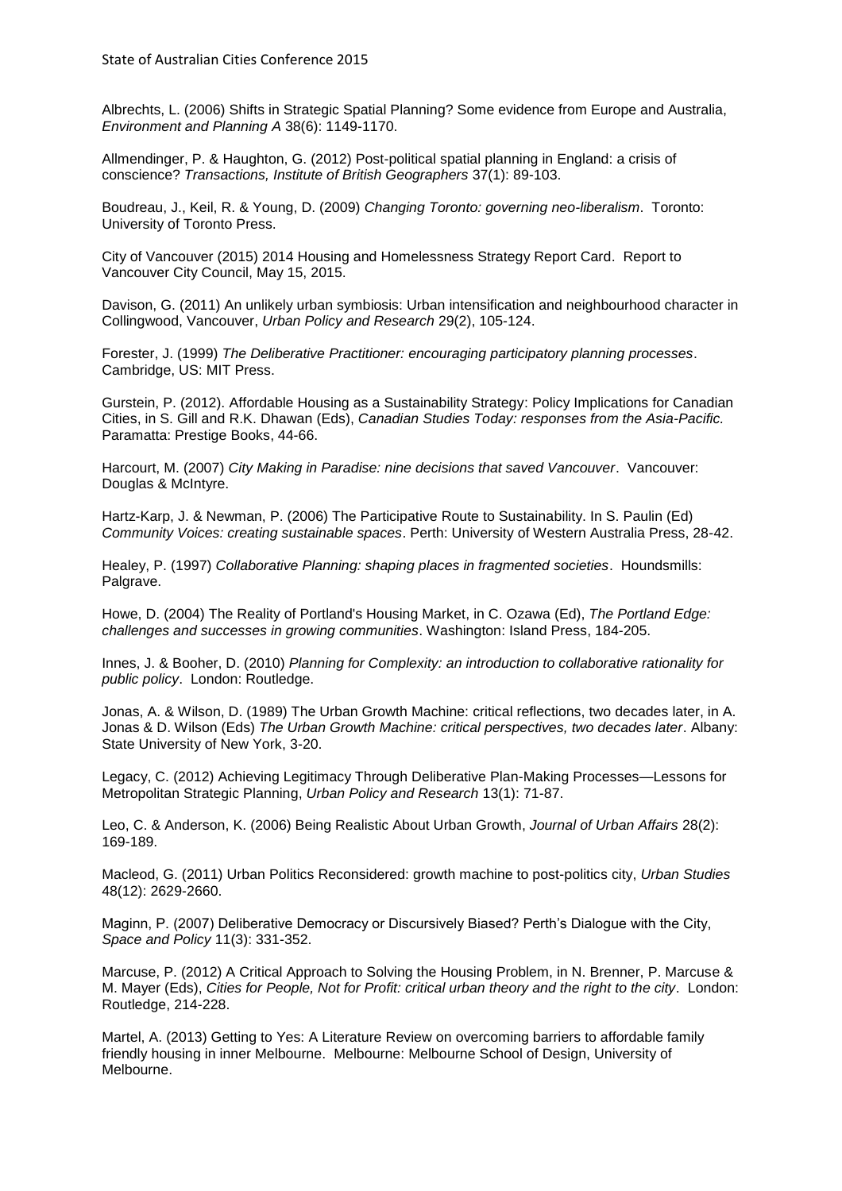Albrechts, L. (2006) Shifts in Strategic Spatial Planning? Some evidence from Europe and Australia, *Environment and Planning A* 38(6): 1149-1170.

Allmendinger, P. & Haughton, G. (2012) Post-political spatial planning in England: a crisis of conscience? *Transactions, Institute of British Geographers* 37(1): 89-103.

Boudreau, J., Keil, R. & Young, D. (2009) *Changing Toronto: governing neo-liberalism*. Toronto: University of Toronto Press.

City of Vancouver (2015) 2014 Housing and Homelessness Strategy Report Card. Report to Vancouver City Council, May 15, 2015.

Davison, G. (2011) An unlikely urban symbiosis: Urban intensification and neighbourhood character in Collingwood, Vancouver, *Urban Policy and Research* 29(2), 105-124.

Forester, J. (1999) *The Deliberative Practitioner: encouraging participatory planning processes*. Cambridge, US: MIT Press.

Gurstein, P. (2012). Affordable Housing as a Sustainability Strategy: Policy Implications for Canadian Cities, in S. Gill and R.K. Dhawan (Eds), *Canadian Studies Today: responses from the Asia-Pacific.* Paramatta: Prestige Books, 44-66.

Harcourt, M. (2007) *City Making in Paradise: nine decisions that saved Vancouver*. Vancouver: Douglas & McIntyre.

Hartz-Karp, J. & Newman, P. (2006) The Participative Route to Sustainability. In S. Paulin (Ed) *Community Voices: creating sustainable spaces*. Perth: University of Western Australia Press, 28-42.

Healey, P. (1997) *Collaborative Planning: shaping places in fragmented societies*. Houndsmills: Palgrave.

Howe, D. (2004) The Reality of Portland's Housing Market, in C. Ozawa (Ed), *The Portland Edge: challenges and successes in growing communities*. Washington: Island Press, 184-205.

Innes, J. & Booher, D. (2010) *Planning for Complexity: an introduction to collaborative rationality for public policy*. London: Routledge.

Jonas, A. & Wilson, D. (1989) The Urban Growth Machine: critical reflections, two decades later, in A. Jonas & D. Wilson (Eds) *The Urban Growth Machine: critical perspectives, two decades later*. Albany: State University of New York, 3-20.

Legacy, C. (2012) Achieving Legitimacy Through Deliberative Plan-Making Processes—Lessons for Metropolitan Strategic Planning, *Urban Policy and Research* 13(1): 71-87.

Leo, C. & Anderson, K. (2006) Being Realistic About Urban Growth, *Journal of Urban Affairs* 28(2): 169-189.

Macleod, G. (2011) Urban Politics Reconsidered: growth machine to post-politics city, *Urban Studies* 48(12): 2629-2660.

Maginn, P. (2007) Deliberative Democracy or Discursively Biased? Perth's Dialogue with the City, *Space and Policy* 11(3): 331-352.

Marcuse, P. (2012) A Critical Approach to Solving the Housing Problem, in N. Brenner, P. Marcuse & M. Mayer (Eds), *Cities for People, Not for Profit: critical urban theory and the right to the city*. London: Routledge, 214-228.

Martel, A. (2013) Getting to Yes: A Literature Review on overcoming barriers to affordable family friendly housing in inner Melbourne. Melbourne: Melbourne School of Design, University of Melbourne.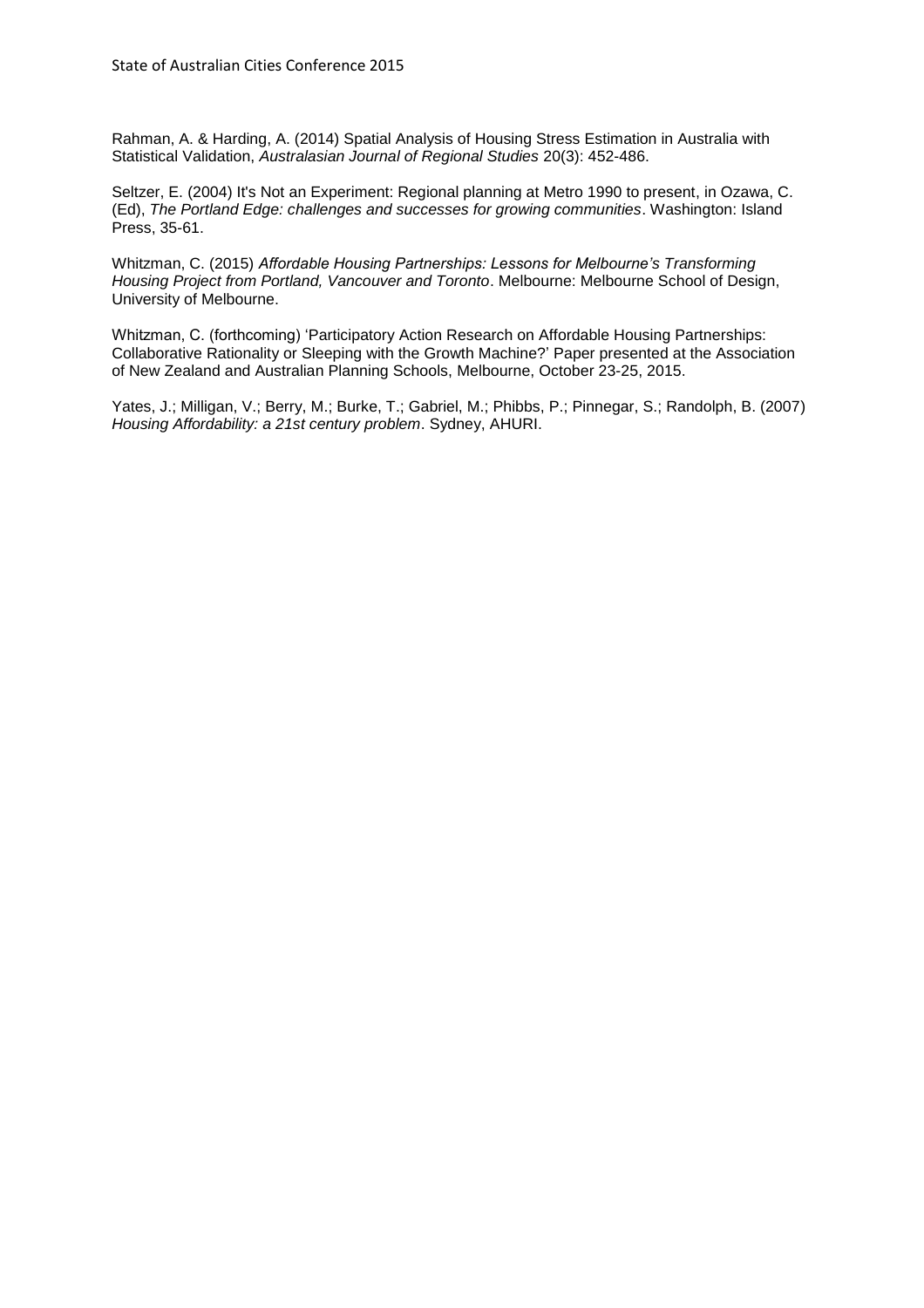Rahman, A. & Harding, A. (2014) Spatial Analysis of Housing Stress Estimation in Australia with Statistical Validation, *Australasian Journal of Regional Studies* 20(3): 452-486.

Seltzer, E. (2004) It's Not an Experiment: Regional planning at Metro 1990 to present, in Ozawa, C. (Ed), *The Portland Edge: challenges and successes for growing communities*. Washington: Island Press, 35-61.

Whitzman, C. (2015) *Affordable Housing Partnerships: Lessons for Melbourne's Transforming Housing Project from Portland, Vancouver and Toronto*. Melbourne: Melbourne School of Design, University of Melbourne.

Whitzman, C. (forthcoming) 'Participatory Action Research on Affordable Housing Partnerships: Collaborative Rationality or Sleeping with the Growth Machine?' Paper presented at the Association of New Zealand and Australian Planning Schools, Melbourne, October 23-25, 2015.

Yates, J.; Milligan, V.; Berry, M.; Burke, T.; Gabriel, M.; Phibbs, P.; Pinnegar, S.; Randolph, B. (2007) *Housing Affordability: a 21st century problem*. Sydney, AHURI.